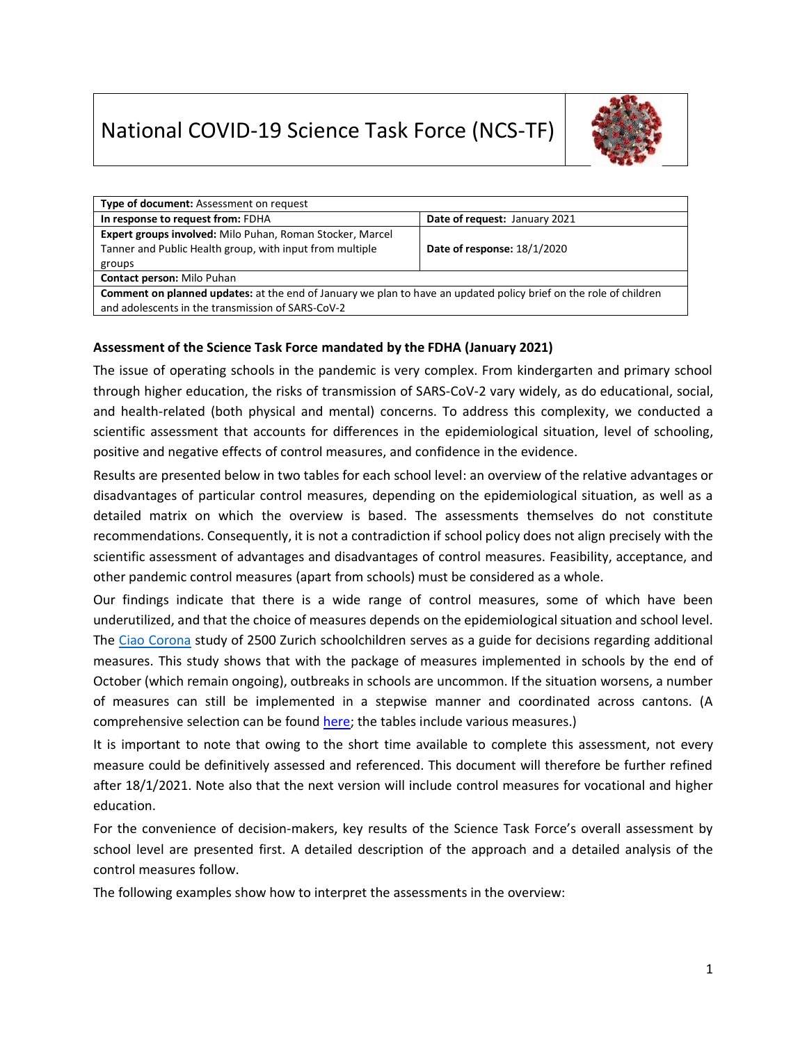# National COVID-19 Science Task Force (NCS-TF)

| **Type of document:** Assessment on request | |
|---|---|
| **In response to request from:** FDHA | **Date of request:** January 2021 |
| **Expert groups involved:** Milo Puhan, Roman Stocker, Marcel Tanner and Public Health group, with input from multiple groups | **Date of response:** 18/1/2020 |
| **Contact person:** Milo Puhan | |
| **Comment on planned updates:** at the end of January we plan to have an updated policy brief on the role of children and adolescents in the transmission of SARS-CoV-2 | |

### Assessment of the Science Task Force mandated by the FDHA (January 2021)

The issue of operating schools in the pandemic is very complex. From kindergarten and primary school through higher education, the risks of transmission of SARS-CoV-2 vary widely, as do educational, social, and health-related (both physical and mental) concerns. To address this complexity, we conducted a scientific assessment that accounts for differences in the epidemiological situation, level of schooling, positive and negative effects of control measures, and confidence in the evidence.

Results are presented below in two tables for each school level: an overview of the relative advantages or disadvantages of particular control measures, depending on the epidemiological situation, as well as a detailed matrix on which the overview is based. The assessments themselves do not constitute recommendations. Consequently, it is not a contradiction if school policy does not align precisely with the scientific assessment of advantages and disadvantages of control measures. Feasibility, acceptance, and other pandemic control measures (apart from schools) must be considered as a whole.

Our findings indicate that there is a wide range of control measures, some of which have been underutilized, and that the choice of measures depends on the epidemiological situation and school level. The Ciao Corona study of 2500 Zurich schoolchildren serves as a guide for decisions regarding additional measures. This study shows that with the package of measures implemented in schools by the end of October (which remain ongoing), outbreaks in schools are uncommon. If the situation worsens, a number of measures can still be implemented in a stepwise manner and coordinated across cantons. (A comprehensive selection can be found here; the tables include various measures.)

It is important to note that owing to the short time available to complete this assessment, not every measure could be definitively assessed and referenced. This document will therefore be further refined after 18/1/2021. Note also that the next version will include control measures for vocational and higher education.

For the convenience of decision-makers, key results of the Science Task Force's overall assessment by school level are presented first. A detailed description of the approach and a detailed analysis of the control measures follow.

The following examples show how to interpret the assessments in the overview: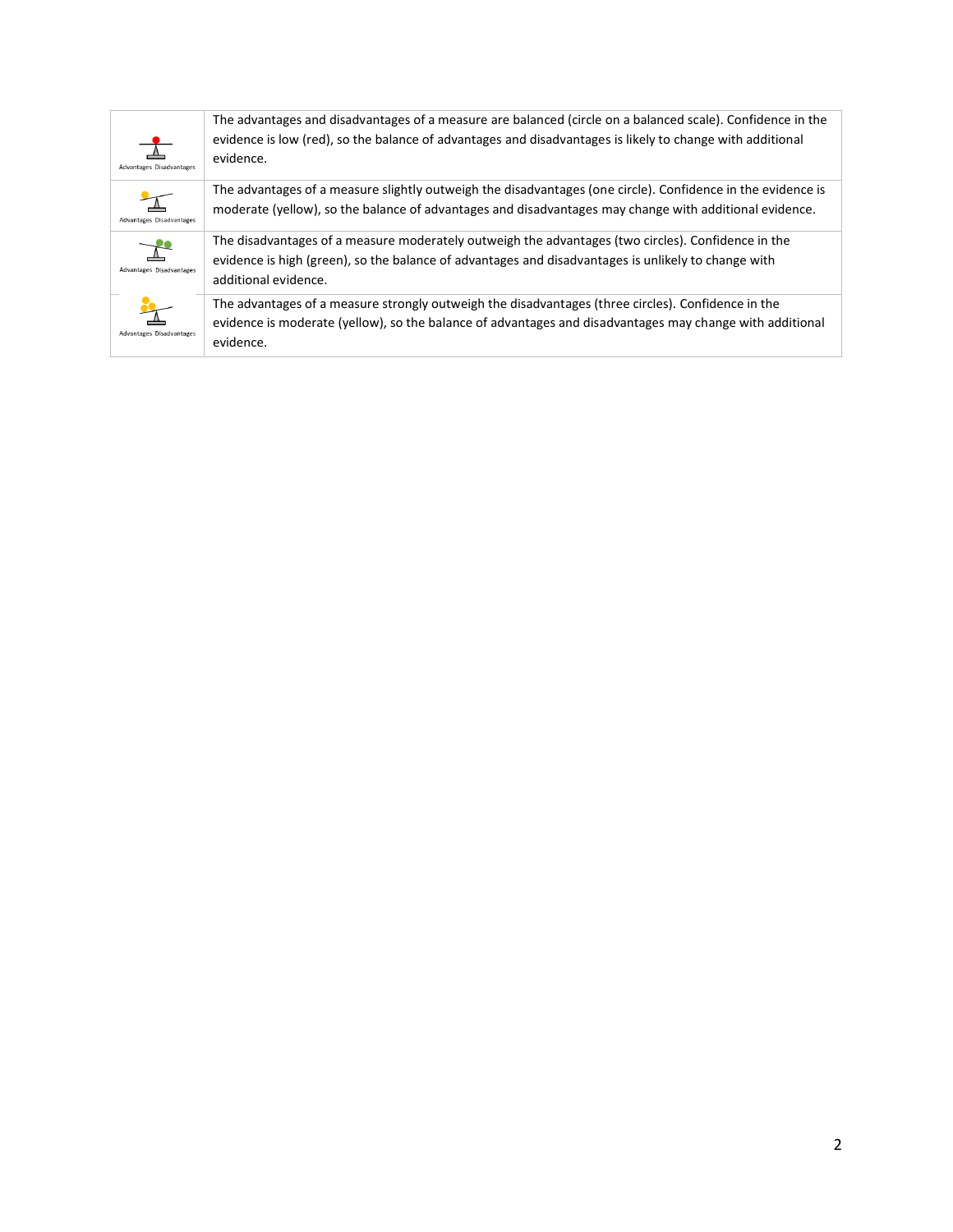| | |
|---|---|
| Advantages Disadvantages | The advantages and disadvantages of a measure are balanced (circle on a balanced scale). Confidence in the evidence is low (red), so the balance of advantages and disadvantages is likely to change with additional evidence. |
| Advantages Disadvantages | The advantages of a measure slightly outweigh the disadvantages (one circle). Confidence in the evidence is moderate (yellow), so the balance of advantages and disadvantages may change with additional evidence. |
| Advantages Disadvantages | The disadvantages of a measure moderately outweigh the advantages (two circles). Confidence in the evidence is high (green), so the balance of advantages and disadvantages is unlikely to change with additional evidence. |
| Advantages Disadvantages | The advantages of a measure strongly outweigh the disadvantages (three circles). Confidence in the evidence is moderate (yellow), so the balance of advantages and disadvantages may change with additional evidence. |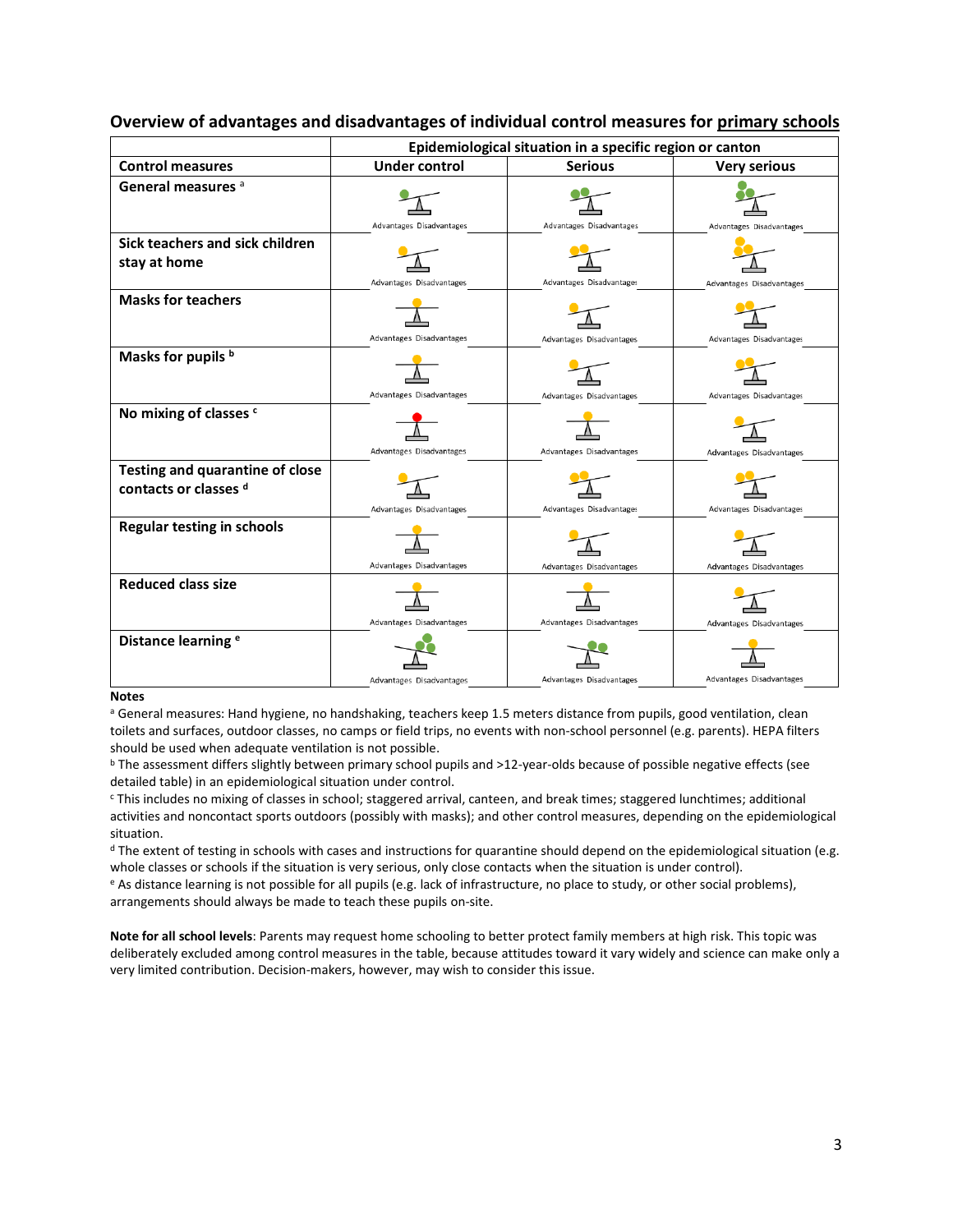## Overview of advantages and disadvantages of individual control measures for primary schools

| Control measures | Epidemiological situation in a specific region or canton | | |
|---|---|---|---|
| | **Under control** | **Serious** | **Very serious** |
| **General measures** [a] | Advantages Disadvantages | Advantages Disadvantages | Advantages Disadvantages |
| **Sick teachers and sick children stay at home** | Advantages Disadvantages | Advantages Disadvantages | Advantages Disadvantages |
| **Masks for teachers** | Advantages Disadvantages | Advantages Disadvantages | Advantages Disadvantages |
| **Masks for pupils** [b] | Advantages Disadvantages | Advantages Disadvantages | Advantages Disadvantages |
| **No mixing of classes** [c] | Advantages Disadvantages | Advantages Disadvantages | Advantages Disadvantages |
| **Testing and quarantine of close contacts or classes** [d] | Advantages Disadvantages | Advantages Disadvantages | Advantages Disadvantages |
| **Regular testing in schools** | Advantages Disadvantages | Advantages Disadvantages | Advantages Disadvantages |
| **Reduced class size** | Advantages Disadvantages | Advantages Disadvantages | Advantages Disadvantages |
| **Distance learning** [e] | Advantages Disadvantages | Advantages Disadvantages | Advantages Disadvantages |

**Notes**

[a] General measures: Hand hygiene, no handshaking, teachers keep 1.5 meters distance from pupils, good ventilation, clean toilets and surfaces, outdoor classes, no camps or field trips, no events with non-school personnel (e.g. parents). HEPA filters should be used when adequate ventilation is not possible.

[b] The assessment differs slightly between primary school pupils and >12-year-olds because of possible negative effects (see detailed table) in an epidemiological situation under control.

[c] This includes no mixing of classes in school; staggered arrival, canteen, and break times; staggered lunchtimes; additional activities and noncontact sports outdoors (possibly with masks); and other control measures, depending on the epidemiological situation.

[d] The extent of testing in schools with cases and instructions for quarantine should depend on the epidemiological situation (e.g. whole classes or schools if the situation is very serious, only close contacts when the situation is under control).

[e] As distance learning is not possible for all pupils (e.g. lack of infrastructure, no place to study, or other social problems), arrangements should always be made to teach these pupils on-site.

**Note for all school levels**: Parents may request home schooling to better protect family members at high risk. This topic was deliberately excluded among control measures in the table, because attitudes toward it vary widely and science can make only a very limited contribution. Decision-makers, however, may wish to consider this issue.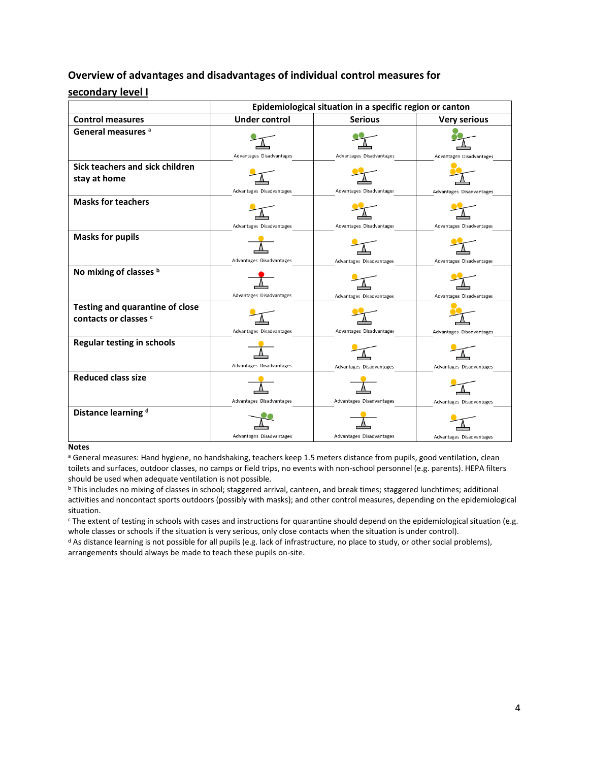## Overview of advantages and disadvantages of individual control measures for <u>secondary level I</u>

| Control measures | Epidemiological situation in a specific region or canton | | |
|---|---|---|---|
| | Under control | Serious | Very serious |
| **General measures [a]** | Advantages Disadvantages | Advantages Disadvantages | Advantages Disadvantages |
| **Sick teachers and sick children stay at home** | Advantages Disadvantages | Advantages Disadvantages | Advantages Disadvantages |
| **Masks for teachers** | Advantages Disadvantages | Advantages Disadvantages | Advantages Disadvantages |
| **Masks for pupils** | Advantages Disadvantages | Advantages Disadvantages | Advantages Disadvantages |
| **No mixing of classes [b]** | Advantages Disadvantages | Advantages Disadvantages | Advantages Disadvantages |
| **Testing and quarantine of close contacts or classes [c]** | Advantages Disadvantages | Advantages Disadvantages | Advantages Disadvantages |
| **Regular testing in schools** | Advantages Disadvantages | Advantages Disadvantages | Advantages Disadvantages |
| **Reduced class size** | Advantages Disadvantages | Advantages Disadvantages | Advantages Disadvantages |
| **Distance learning [d]** | Advantages Disadvantages | Advantages Disadvantages | Advantages Disadvantages |

**Notes**

[a] General measures: Hand hygiene, no handshaking, teachers keep 1.5 meters distance from pupils, good ventilation, clean toilets and surfaces, outdoor classes, no camps or field trips, no events with non-school personnel (e.g. parents). HEPA filters should be used when adequate ventilation is not possible.

[b] This includes no mixing of classes in school; staggered arrival, canteen, and break times; staggered lunchtimes; additional activities and noncontact sports outdoors (possibly with masks); and other control measures, depending on the epidemiological situation.

[c] The extent of testing in schools with cases and instructions for quarantine should depend on the epidemiological situation (e.g. whole classes or schools if the situation is very serious, only close contacts when the situation is under control).

[d] As distance learning is not possible for all pupils (e.g. lack of infrastructure, no place to study, or other social problems), arrangements should always be made to teach these pupils on-site.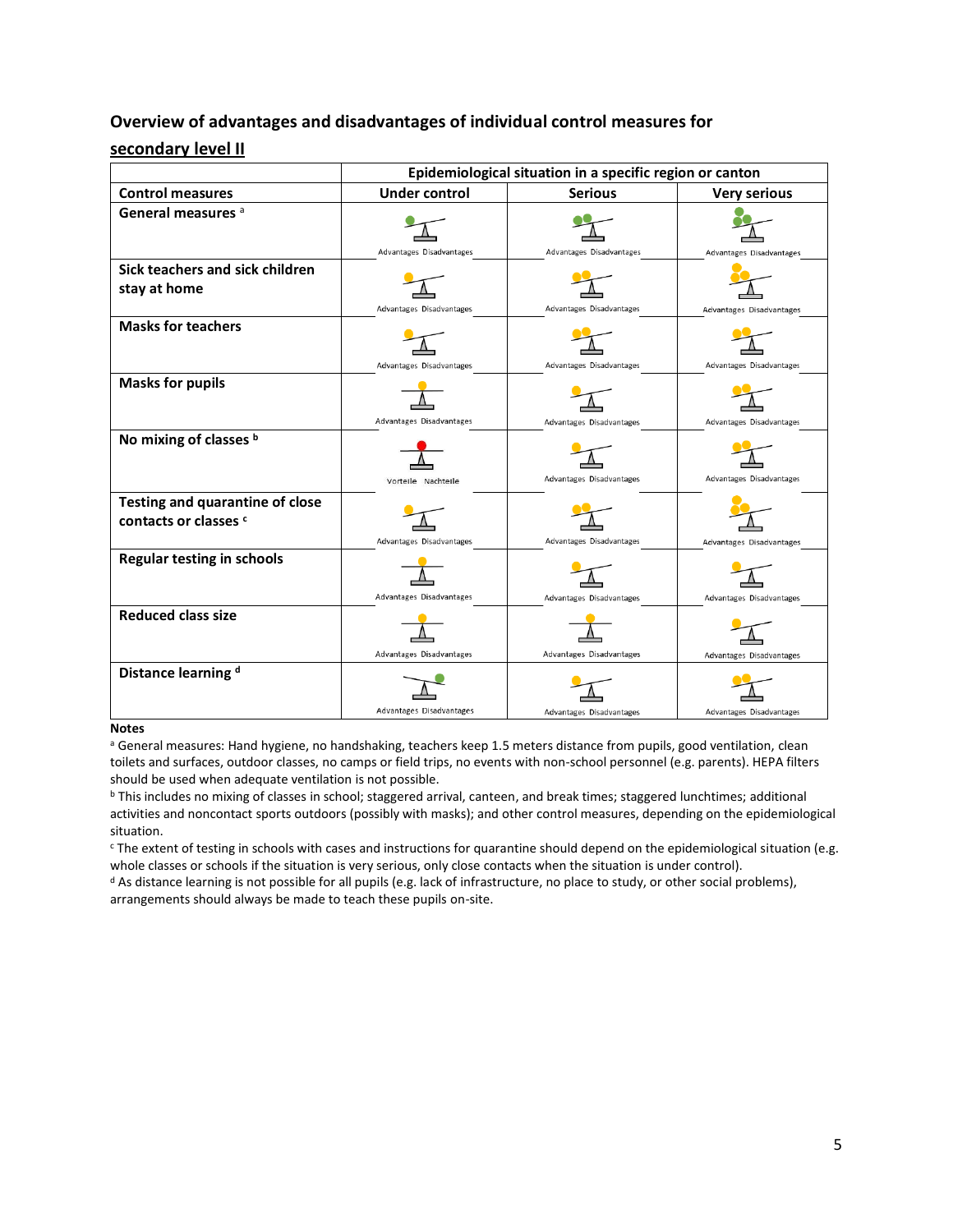## Overview of advantages and disadvantages of individual control measures for secondary level II

| Control measures | Epidemiological situation in a specific region or canton | | |
|---|---|---|---|
| | Under control | Serious | Very serious |
| General measures [a] | Advantages Disadvantages | Advantages Disadvantages | Advantages Disadvantages |
| Sick teachers and sick children stay at home | Advantages Disadvantages | Advantages Disadvantages | Advantages Disadvantages |
| Masks for teachers | Advantages Disadvantages | Advantages Disadvantages | Advantages Disadvantages |
| Masks for pupils | Advantages Disadvantages | Advantages Disadvantages | Advantages Disadvantages |
| No mixing of classes [b] | Vorteile Nachteile | Advantages Disadvantages | Advantages Disadvantages |
| Testing and quarantine of close contacts or classes [c] | Advantages Disadvantages | Advantages Disadvantages | Advantages Disadvantages |
| Regular testing in schools | Advantages Disadvantages | Advantages Disadvantages | Advantages Disadvantages |
| Reduced class size | Advantages Disadvantages | Advantages Disadvantages | Advantages Disadvantages |
| Distance learning [d] | Advantages Disadvantages | Advantages Disadvantages | Advantages Disadvantages |

**Notes**

[a] General measures: Hand hygiene, no handshaking, teachers keep 1.5 meters distance from pupils, good ventilation, clean toilets and surfaces, outdoor classes, no camps or field trips, no events with non-school personnel (e.g. parents). HEPA filters should be used when adequate ventilation is not possible.

[b] This includes no mixing of classes in school; staggered arrival, canteen, and break times; staggered lunchtimes; additional activities and noncontact sports outdoors (possibly with masks); and other control measures, depending on the epidemiological situation.

[c] The extent of testing in schools with cases and instructions for quarantine should depend on the epidemiological situation (e.g. whole classes or schools if the situation is very serious, only close contacts when the situation is under control).

[d] As distance learning is not possible for all pupils (e.g. lack of infrastructure, no place to study, or other social problems), arrangements should always be made to teach these pupils on-site.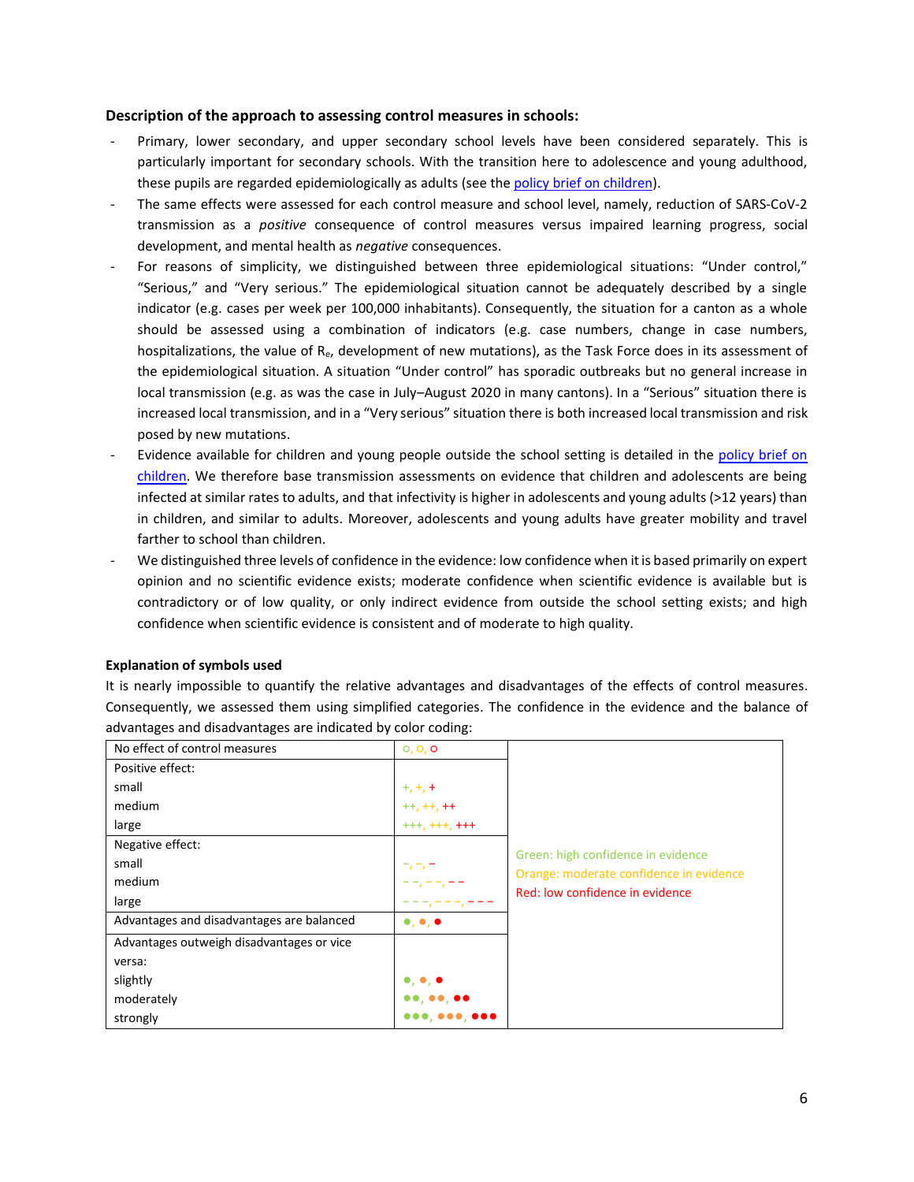### Description of the approach to assessing control measures in schools:

- Primary, lower secondary, and upper secondary school levels have been considered separately. This is particularly important for secondary schools. With the transition here to adolescence and young adulthood, these pupils are regarded epidemiologically as adults (see the policy brief on children).
- The same effects were assessed for each control measure and school level, namely, reduction of SARS-CoV-2 transmission as a *positive* consequence of control measures versus impaired learning progress, social development, and mental health as *negative* consequences.
- For reasons of simplicity, we distinguished between three epidemiological situations: "Under control," "Serious," and "Very serious." The epidemiological situation cannot be adequately described by a single indicator (e.g. cases per week per 100,000 inhabitants). Consequently, the situation for a canton as a whole should be assessed using a combination of indicators (e.g. case numbers, change in case numbers, hospitalizations, the value of $R_e$, development of new mutations), as the Task Force does in its assessment of the epidemiological situation. A situation "Under control" has sporadic outbreaks but no general increase in local transmission (e.g. as was the case in July–August 2020 in many cantons). In a "Serious" situation there is increased local transmission, and in a "Very serious" situation there is both increased local transmission and risk posed by new mutations.
- Evidence available for children and young people outside the school setting is detailed in the policy brief on children. We therefore base transmission assessments on evidence that children and adolescents are being infected at similar rates to adults, and that infectivity is higher in adolescents and young adults (>12 years) than in children, and similar to adults. Moreover, adolescents and young adults have greater mobility and travel farther to school than children.
- We distinguished three levels of confidence in the evidence: low confidence when it is based primarily on expert opinion and no scientific evidence exists; moderate confidence when scientific evidence is available but is contradictory or of low quality, or only indirect evidence from outside the school setting exists; and high confidence when scientific evidence is consistent and of moderate to high quality.

**Explanation of symbols used**

It is nearly impossible to quantify the relative advantages and disadvantages of the effects of control measures. Consequently, we assessed them using simplified categories. The confidence in the evidence and the balance of advantages and disadvantages are indicated by color coding:

| | | |
|---|---|---|
| No effect of control measures | o, o, o | |
| Positive effect: | | |
| small | +, +, + | |
| medium | ++, ++, ++ | |
| large | +++, +++, +++ | |
| Negative effect: | | Green: high confidence in evidence |
| small | –, –, – | Orange: moderate confidence in evidence |
| medium | – –, – –, – – | Red: low confidence in evidence |
| large | – – –, – – –, – – – | |
| Advantages and disadvantages are balanced | ●, ●, ● | |
| Advantages outweigh disadvantages or vice versa: | | |
| slightly | ●, ●, ● | |
| moderately | ●●, ●●, ●● | |
| strongly | ●●●, ●●●, ●●● | |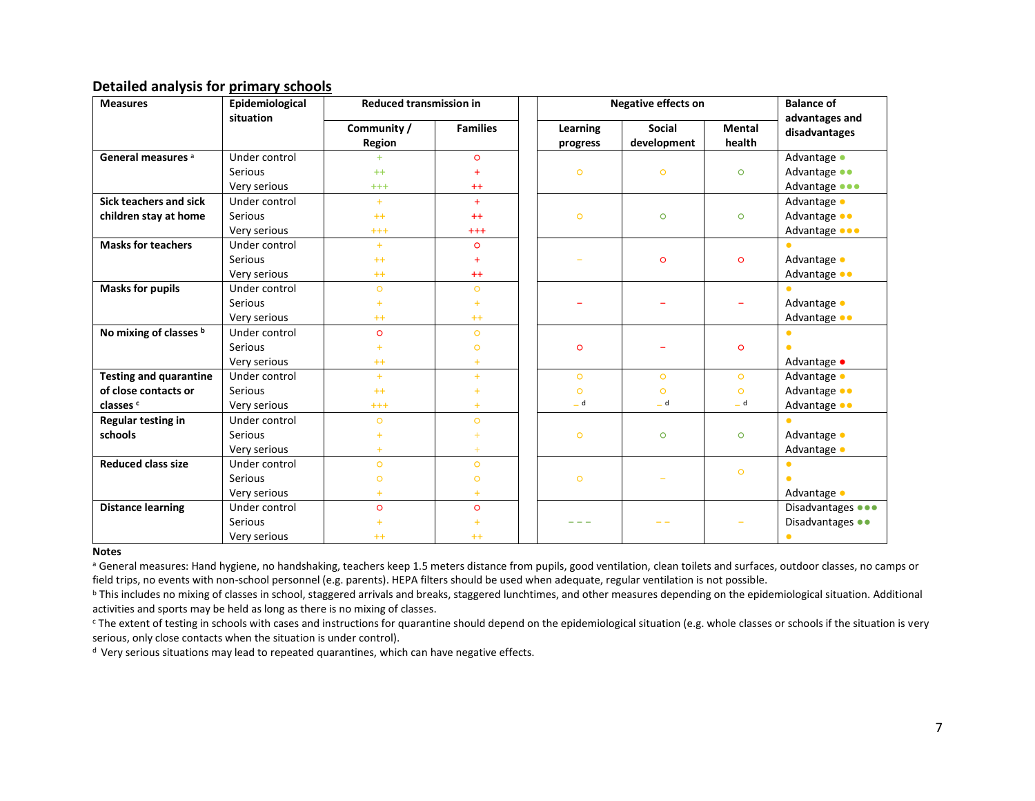### Detailed analysis for primary schools

| Measures | Epidemiological situation | Reduced transmission in | | | Negative effects on | | | Balance of advantages and disadvantages |
|---|---|---|---|---|---|---|---|---|
| | | Community / Region | Families | | Learning progress | Social development | Mental health | |
| **General measures** [a] | Under control | + | o | | | | | Advantage ● |
| | Serious | ++ | + | | o | o | o | Advantage ●● |
| | Very serious | +++ | ++ | | | | | Advantage ●●● |
| **Sick teachers and sick children stay at home** | Under control | + | + | | | | | Advantage ● |
| | Serious | ++ | ++ | | o | o | o | Advantage ●● |
| | Very serious | +++ | +++ | | | | | Advantage ●●● |
| **Masks for teachers** | Under control | + | o | | | | | ● |
| | Serious | ++ | + | | – | o | o | Advantage ● |
| | Very serious | ++ | ++ | | | | | Advantage ●● |
| **Masks for pupils** | Under control | o | o | | | | | ● |
| | Serious | + | + | | – | – | – | Advantage ● |
| | Very serious | ++ | ++ | | | | | Advantage ●● |
| **No mixing of classes** [b] | Under control | o | o | | | | | ● |
| | Serious | + | o | | o | – | o | ● |
| | Very serious | ++ | + | | | | | Advantage ● |
| **Testing and quarantine of close contacts or classes** [c] | Under control | + | + | | o | o | o | Advantage ● |
| | Serious | ++ | + | | o | o | o | Advantage ●● |
| | Very serious | +++ | + | | – [d] | – [d] | – [d] | Advantage ●● |
| **Regular testing in schools** | Under control | o | o | | | | | ● |
| | Serious | + | + | | o | o | o | Advantage ● |
| | Very serious | + | + | | | | | Advantage ● |
| **Reduced class size** | Under control | o | o | | | | | ● |
| | Serious | o | o | | o | – | o | ● |
| | Very serious | + | + | | | | | Advantage ● |
| **Distance learning** | Under control | o | o | | | | | Disadvantages ●●● |
| | Serious | + | + | | – – – | – – | – | Disadvantages ●● |
| | Very serious | ++ | ++ | | | | | ● |

**Notes**

[a] General measures: Hand hygiene, no handshaking, teachers keep 1.5 meters distance from pupils, good ventilation, clean toilets and surfaces, outdoor classes, no camps or field trips, no events with non-school personnel (e.g. parents). HEPA filters should be used when adequate, regular ventilation is not possible.

[b] This includes no mixing of classes in school, staggered arrivals and breaks, staggered lunchtimes, and other measures depending on the epidemiological situation. Additional activities and sports may be held as long as there is no mixing of classes.

[c] The extent of testing in schools with cases and instructions for quarantine should depend on the epidemiological situation (e.g. whole classes or schools if the situation is very serious, only close contacts when the situation is under control).

[d] Very serious situations may lead to repeated quarantines, which can have negative effects.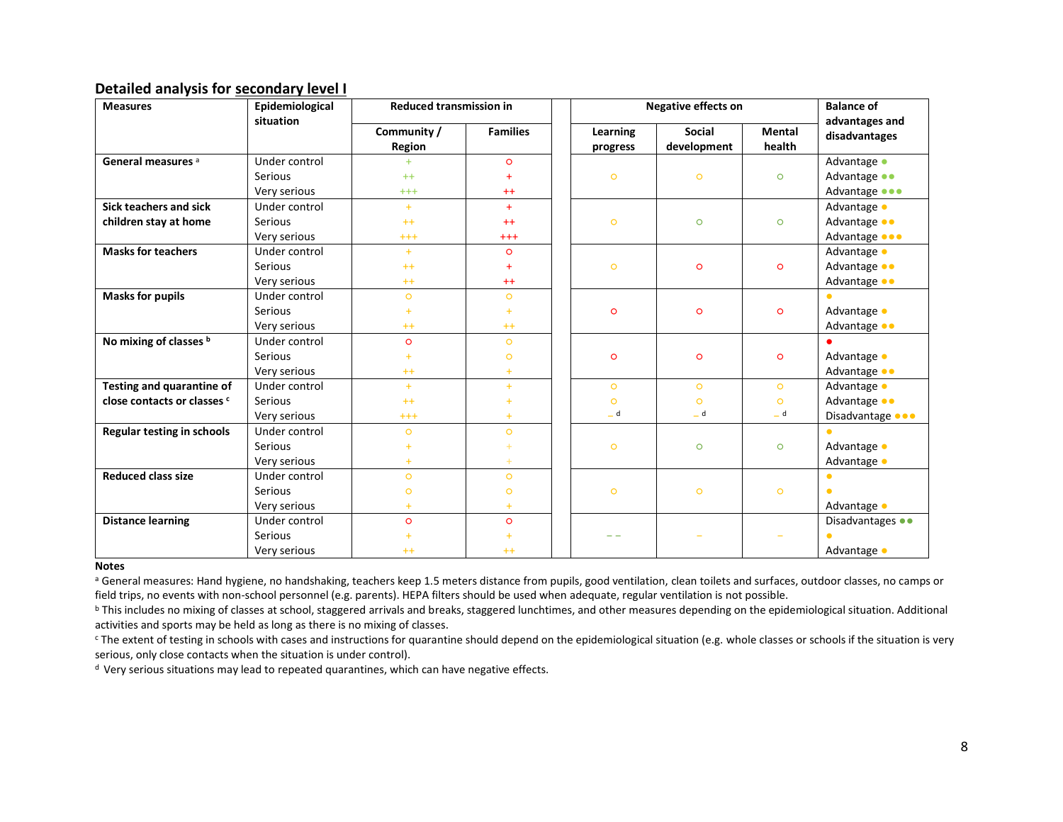### Detailed analysis for secondary level I

| Measures | Epidemiological situation | Reduced transmission in | | | Negative effects on | | | Balance of advantages and disadvantages |
|---|---|---|---|---|---|---|---|---|
| | | Community / Region | Families | | Learning progress | Social development | Mental health | |
| **General measures** [a] | Under control | + | ○ | | | | | Advantage ● |
| | Serious | ++ | + | | ○ | ○ | ○ | Advantage ●● |
| | Very serious | +++ | ++ | | | | | Advantage ●●● |
| **Sick teachers and sick children stay at home** | Under control | + | + | | | | | Advantage ● |
| | Serious | ++ | ++ | | ○ | ○ | ○ | Advantage ●● |
| | Very serious | +++ | +++ | | | | | Advantage ●●● |
| **Masks for teachers** | Under control | + | ○ | | | | | Advantage ● |
| | Serious | ++ | + | | ○ | ○ | ○ | Advantage ●● |
| | Very serious | ++ | ++ | | | | | Advantage ●● |
| **Masks for pupils** | Under control | ○ | ○ | | | | | ● |
| | Serious | + | + | | ○ | ○ | ○ | Advantage ● |
| | Very serious | ++ | ++ | | | | | Advantage ●● |
| **No mixing of classes** [b] | Under control | ○ | ○ | | | | | ● |
| | Serious | + | ○ | | ○ | ○ | ○ | Advantage ● |
| | Very serious | ++ | + | | | | | Advantage ●● |
| **Testing and quarantine of close contacts or classes** [c] | Under control | + | + | | ○ | ○ | ○ | Advantage ● |
| | Serious | ++ | + | | ○ | ○ | ○ | Advantage ●● |
| | Very serious | +++ | + | | – [d] | – [d] | – [d] | Disadvantage ●●● |
| **Regular testing in schools** | Under control | ○ | ○ | | | | | ● |
| | Serious | + | + | | ○ | ○ | ○ | Advantage ● |
| | Very serious | + | + | | | | | Advantage ● |
| **Reduced class size** | Under control | ○ | ○ | | | | | ● |
| | Serious | ○ | ○ | | ○ | ○ | ○ | ● |
| | Very serious | + | + | | | | | Advantage ● |
| **Distance learning** | Under control | ○ | ○ | | | | | Disadvantages ●● |
| | Serious | + | + | | – – | – | – | ● |
| | Very serious | ++ | ++ | | | | | Advantage ● |

**Notes**

[a] General measures: Hand hygiene, no handshaking, teachers keep 1.5 meters distance from pupils, good ventilation, clean toilets and surfaces, outdoor classes, no camps or field trips, no events with non-school personnel (e.g. parents). HEPA filters should be used when adequate, regular ventilation is not possible.

[b] This includes no mixing of classes at school, staggered arrivals and breaks, staggered lunchtimes, and other measures depending on the epidemiological situation. Additional activities and sports may be held as long as there is no mixing of classes.

[c] The extent of testing in schools with cases and instructions for quarantine should depend on the epidemiological situation (e.g. whole classes or schools if the situation is very serious, only close contacts when the situation is under control).

[d] Very serious situations may lead to repeated quarantines, which can have negative effects.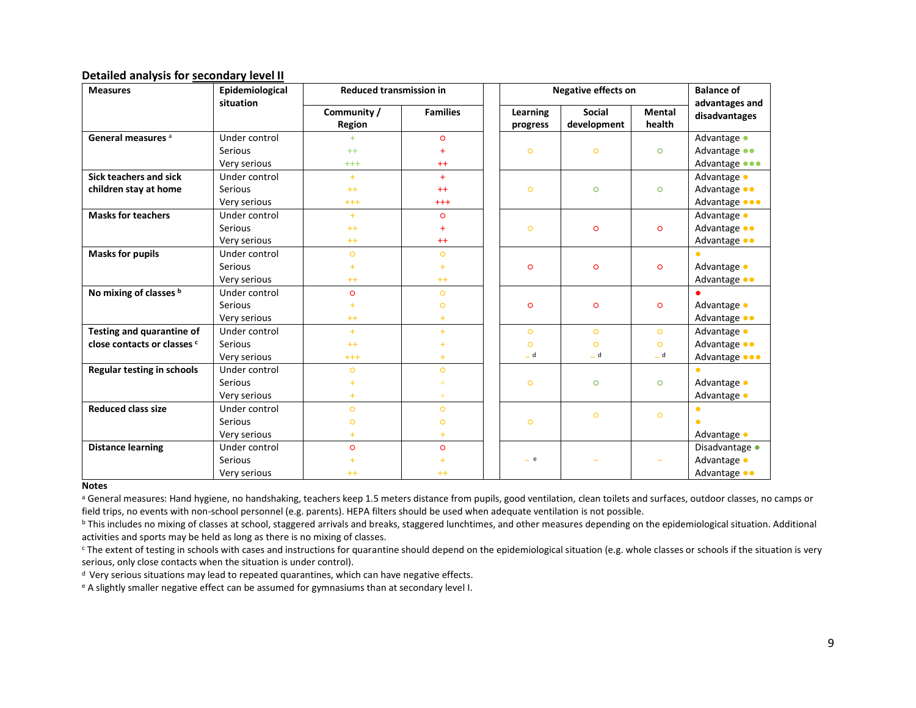### Detailed analysis for secondary level II

| Measures | Epidemiological situation | Reduced transmission in | | Negative effects on | | | Balance of advantages and disadvantages |
|---|---|---|---|---|---|---|---|
| | | Community / Region | Families | Learning progress | Social development | Mental health | |
| **General measures** [a] | Under control | + | ○ | | | | Advantage ● |
| | Serious | ++ | + | ○ | ○ | ○ | Advantage ●● |
| | Very serious | +++ | ++ | | | | Advantage ●●● |
| **Sick teachers and sick children stay at home** | Under control | + | + | | | | Advantage ● |
| | Serious | ++ | ++ | ○ | ○ | ○ | Advantage ●● |
| | Very serious | +++ | +++ | | | | Advantage ●●● |
| **Masks for teachers** | Under control | + | ○ | | | | Advantage ● |
| | Serious | ++ | + | ○ | ○ | ○ | Advantage ●● |
| | Very serious | ++ | ++ | | | | Advantage ●● |
| **Masks for pupils** | Under control | ○ | ○ | | | | ● |
| | Serious | + | + | ○ | ○ | ○ | Advantage ● |
| | Very serious | ++ | ++ | | | | Advantage ●● |
| **No mixing of classes** [b] | Under control | ○ | ○ | | | | ● |
| | Serious | + | ○ | ○ | ○ | ○ | Advantage ● |
| | Very serious | ++ | + | | | | Advantage ●● |
| **Testing and quarantine of close contacts or classes** [c] | Under control | + | + | ○ | ○ | ○ | Advantage ● |
| | Serious | ++ | + | ○ | ○ | ○ | Advantage ●● |
| | Very serious | +++ | + | – [d] | – [d] | – [d] | Advantage ●●● |
| **Regular testing in schools** | Under control | ○ | ○ | | | | ● |
| | Serious | + | + | ○ | ○ | ○ | Advantage ● |
| | Very serious | + | + | | | | Advantage ● |
| **Reduced class size** | Under control | ○ | ○ | | | | ● |
| | Serious | ○ | ○ | ○ | ○ | ○ | ● |
| | Very serious | + | + | | | | Advantage ● |
| **Distance learning** | Under control | ○ | ○ | | | | Disadvantage ● |
| | Serious | + | + | – [e] | – | – | Advantage ● |
| | Very serious | ++ | ++ | | | | Advantage ●● |

**Notes**

[a] General measures: Hand hygiene, no handshaking, teachers keep 1.5 meters distance from pupils, good ventilation, clean toilets and surfaces, outdoor classes, no camps or field trips, no events with non-school personnel (e.g. parents). HEPA filters should be used when adequate ventilation is not possible.

[b] This includes no mixing of classes at school, staggered arrivals and breaks, staggered lunchtimes, and other measures depending on the epidemiological situation. Additional activities and sports may be held as long as there is no mixing of classes.

[c] The extent of testing in schools with cases and instructions for quarantine should depend on the epidemiological situation (e.g. whole classes or schools if the situation is very serious, only close contacts when the situation is under control).

[d] Very serious situations may lead to repeated quarantines, which can have negative effects.

[e] A slightly smaller negative effect can be assumed for gymnasiums than at secondary level I.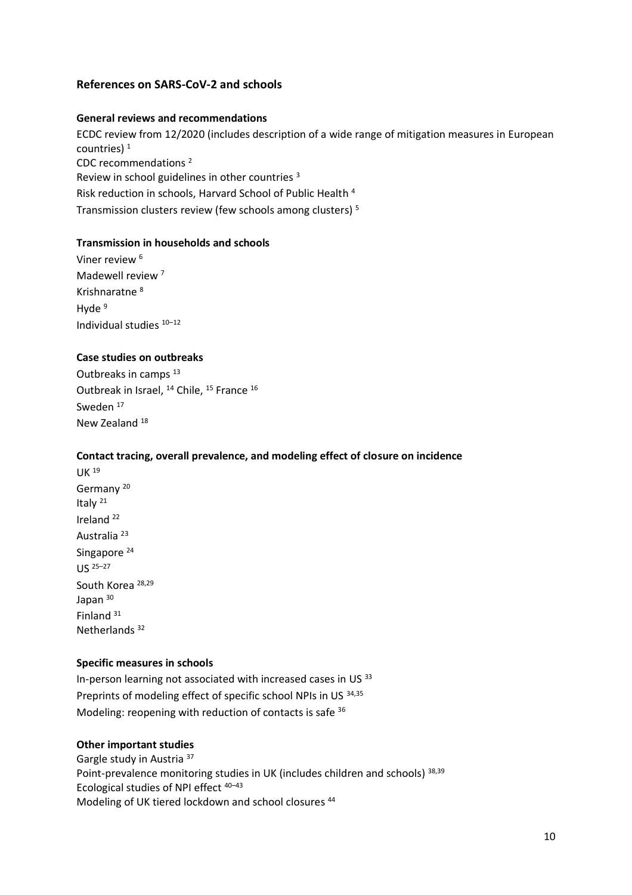## References on SARS-CoV-2 and schools

### General reviews and recommendations

ECDC review from 12/2020 (includes description of a wide range of mitigation measures in European countries) [1]
CDC recommendations [2]
Review in school guidelines in other countries [3]
Risk reduction in schools, Harvard School of Public Health [4]
Transmission clusters review (few schools among clusters) [5]

### Transmission in households and schools

Viner review [6]
Madewell review [7]
Krishnaratne [8]
Hyde [9]
Individual studies [10–12]

### Case studies on outbreaks

Outbreaks in camps [13]
Outbreak in Israel, [14] Chile, [15] France [16]
Sweden [17]
New Zealand [18]

### Contact tracing, overall prevalence, and modeling effect of closure on incidence

UK [19]
Germany [20]
Italy [21]
Ireland [22]
Australia [23]
Singapore [24]
US [25–27]
South Korea [28,29]
Japan [30]
Finland [31]
Netherlands [32]

### Specific measures in schools

In-person learning not associated with increased cases in US [33]
Preprints of modeling effect of specific school NPIs in US [34,35]
Modeling: reopening with reduction of contacts is safe [36]

### Other important studies

Gargle study in Austria [37]
Point-prevalence monitoring studies in UK (includes children and schools) [38,39]
Ecological studies of NPI effect [40–43]
Modeling of UK tiered lockdown and school closures [44]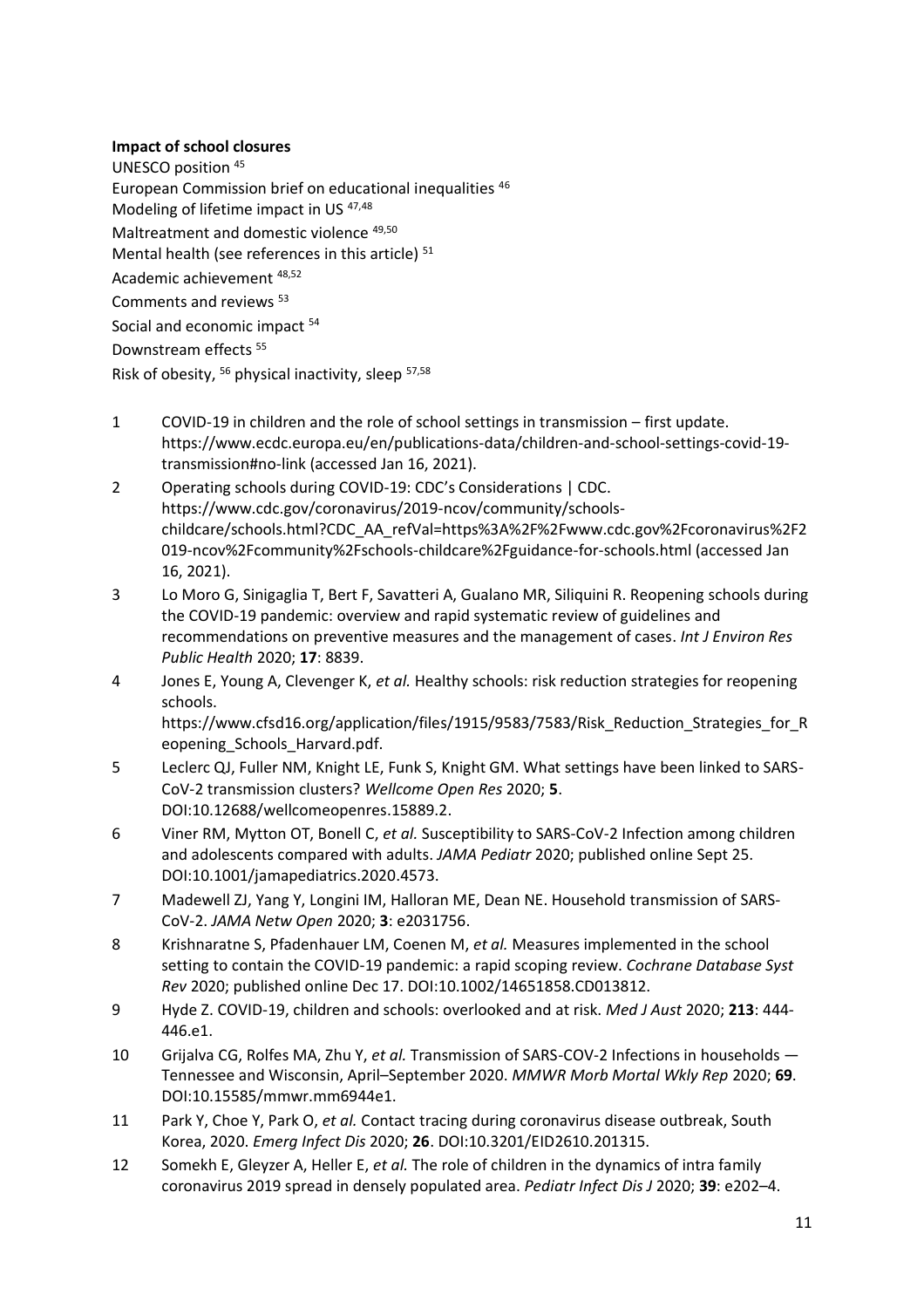**Impact of school closures**

UNESCO position [45]

European Commission brief on educational inequalities [46]

Modeling of lifetime impact in US [47,48]

Maltreatment and domestic violence [49,50]

Mental health (see references in this article) [51]

Academic achievement [48,52]

Comments and reviews [53]

Social and economic impact [54]

Downstream effects [55]

Risk of obesity, [56] physical inactivity, sleep [57,58]

1. COVID-19 in children and the role of school settings in transmission – first update. https://www.ecdc.europa.eu/en/publications-data/children-and-school-settings-covid-19-transmission#no-link (accessed Jan 16, 2021).
2. Operating schools during COVID-19: CDC's Considerations | CDC. https://www.cdc.gov/coronavirus/2019-ncov/community/schools-childcare/schools.html?CDC_AA_refVal=https%3A%2F%2Fwww.cdc.gov%2Fcoronavirus%2F2019-ncov%2Fcommunity%2Fschools-childcare%2Fguidance-for-schools.html (accessed Jan 16, 2021).
3. Lo Moro G, Sinigaglia T, Bert F, Savatteri A, Gualano MR, Siliquini R. Reopening schools during the COVID-19 pandemic: overview and rapid systematic review of guidelines and recommendations on preventive measures and the management of cases. *Int J Environ Res Public Health* 2020; **17**: 8839.
4. Jones E, Young A, Clevenger K, *et al.* Healthy schools: risk reduction strategies for reopening schools. https://www.cfsd16.org/application/files/1915/9583/7583/Risk_Reduction_Strategies_for_Reopening_Schools_Harvard.pdf.
5. Leclerc QJ, Fuller NM, Knight LE, Funk S, Knight GM. What settings have been linked to SARS-CoV-2 transmission clusters? *Wellcome Open Res* 2020; **5**. DOI:10.12688/wellcomeopenres.15889.2.
6. Viner RM, Mytton OT, Bonell C, *et al.* Susceptibility to SARS-CoV-2 Infection among children and adolescents compared with adults. *JAMA Pediatr* 2020; published online Sept 25. DOI:10.1001/jamapediatrics.2020.4573.
7. Madewell ZJ, Yang Y, Longini IM, Halloran ME, Dean NE. Household transmission of SARS-CoV-2. *JAMA Netw Open* 2020; **3**: e2031756.
8. Krishnaratne S, Pfadenhauer LM, Coenen M, *et al.* Measures implemented in the school setting to contain the COVID-19 pandemic: a rapid scoping review. *Cochrane Database Syst Rev* 2020; published online Dec 17. DOI:10.1002/14651858.CD013812.
9. Hyde Z. COVID-19, children and schools: overlooked and at risk. *Med J Aust* 2020; **213**: 444-446.e1.
10. Grijalva CG, Rolfes MA, Zhu Y, *et al.* Transmission of SARS-COV-2 Infections in households — Tennessee and Wisconsin, April–September 2020. *MMWR Morb Mortal Wkly Rep* 2020; **69**. DOI:10.15585/mmwr.mm6944e1.
11. Park Y, Choe Y, Park O, *et al.* Contact tracing during coronavirus disease outbreak, South Korea, 2020. *Emerg Infect Dis* 2020; **26**. DOI:10.3201/EID2610.201315.
12. Somekh E, Gleyzer A, Heller E, *et al.* The role of children in the dynamics of intra family coronavirus 2019 spread in densely populated area. *Pediatr Infect Dis J* 2020; **39**: e202–4.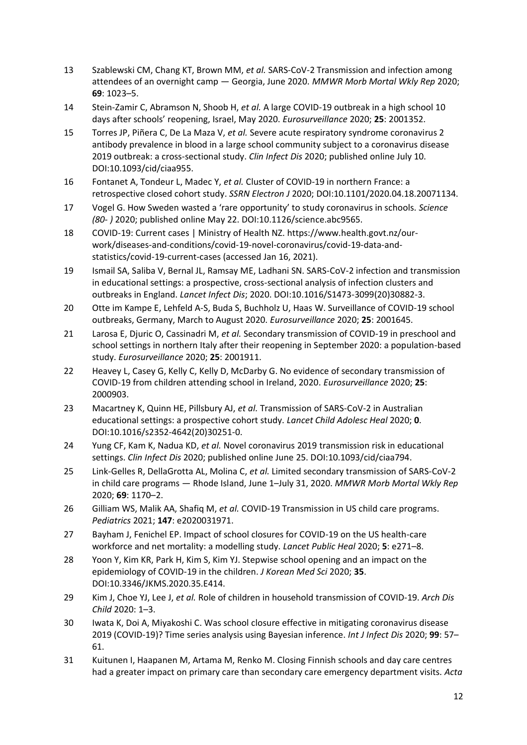13 Szablewski CM, Chang KT, Brown MM, *et al.* SARS-CoV-2 Transmission and infection among attendees of an overnight camp — Georgia, June 2020. *MMWR Morb Mortal Wkly Rep* 2020; **69**: 1023–5.

14 Stein-Zamir C, Abramson N, Shoob H, *et al.* A large COVID-19 outbreak in a high school 10 days after schools' reopening, Israel, May 2020. *Eurosurveillance* 2020; **25**: 2001352.

15 Torres JP, Piñera C, De La Maza V, *et al.* Severe acute respiratory syndrome coronavirus 2 antibody prevalence in blood in a large school community subject to a coronavirus disease 2019 outbreak: a cross-sectional study. *Clin Infect Dis* 2020; published online July 10. DOI:10.1093/cid/ciaa955.

16 Fontanet A, Tondeur L, Madec Y, *et al.* Cluster of COVID-19 in northern France: a retrospective closed cohort study. *SSRN Electron J* 2020; DOI:10.1101/2020.04.18.20071134.

17 Vogel G. How Sweden wasted a 'rare opportunity' to study coronavirus in schools. *Science (80- )* 2020; published online May 22. DOI:10.1126/science.abc9565.

18 COVID-19: Current cases | Ministry of Health NZ. https://www.health.govt.nz/our-work/diseases-and-conditions/covid-19-novel-coronavirus/covid-19-data-and-statistics/covid-19-current-cases (accessed Jan 16, 2021).

19 Ismail SA, Saliba V, Bernal JL, Ramsay ME, Ladhani SN. SARS-CoV-2 infection and transmission in educational settings: a prospective, cross-sectional analysis of infection clusters and outbreaks in England. *Lancet Infect Dis*; 2020. DOI:10.1016/S1473-3099(20)30882-3.

20 Otte im Kampe E, Lehfeld A-S, Buda S, Buchholz U, Haas W. Surveillance of COVID-19 school outbreaks, Germany, March to August 2020. *Eurosurveillance* 2020; **25**: 2001645.

21 Larosa E, Djuric O, Cassinadri M, *et al.* Secondary transmission of COVID-19 in preschool and school settings in northern Italy after their reopening in September 2020: a population-based study. *Eurosurveillance* 2020; **25**: 2001911.

22 Heavey L, Casey G, Kelly C, Kelly D, McDarby G. No evidence of secondary transmission of COVID-19 from children attending school in Ireland, 2020. *Eurosurveillance* 2020; **25**: 2000903.

23 Macartney K, Quinn HE, Pillsbury AJ, *et al.* Transmission of SARS-CoV-2 in Australian educational settings: a prospective cohort study. *Lancet Child Adolesc Heal* 2020; **0**. DOI:10.1016/s2352-4642(20)30251-0.

24 Yung CF, Kam K, Nadua KD, *et al.* Novel coronavirus 2019 transmission risk in educational settings. *Clin Infect Dis* 2020; published online June 25. DOI:10.1093/cid/ciaa794.

25 Link-Gelles R, DellaGrotta AL, Molina C, *et al.* Limited secondary transmission of SARS-CoV-2 in child care programs — Rhode Island, June 1–July 31, 2020. *MMWR Morb Mortal Wkly Rep* 2020; **69**: 1170–2.

26 Gilliam WS, Malik AA, Shafiq M, *et al.* COVID-19 Transmission in US child care programs. *Pediatrics* 2021; **147**: e2020031971.

27 Bayham J, Fenichel EP. Impact of school closures for COVID-19 on the US health-care workforce and net mortality: a modelling study. *Lancet Public Heal* 2020; **5**: e271–8.

28 Yoon Y, Kim KR, Park H, Kim S, Kim YJ. Stepwise school opening and an impact on the epidemiology of COVID-19 in the children. *J Korean Med Sci* 2020; **35**. DOI:10.3346/JKMS.2020.35.E414.

29 Kim J, Choe YJ, Lee J, *et al.* Role of children in household transmission of COVID-19. *Arch Dis Child* 2020: 1–3.

30 Iwata K, Doi A, Miyakoshi C. Was school closure effective in mitigating coronavirus disease 2019 (COVID-19)? Time series analysis using Bayesian inference. *Int J Infect Dis* 2020; **99**: 57–61.

31 Kuitunen I, Haapanen M, Artama M, Renko M. Closing Finnish schools and day care centres had a greater impact on primary care than secondary care emergency department visits. *Acta*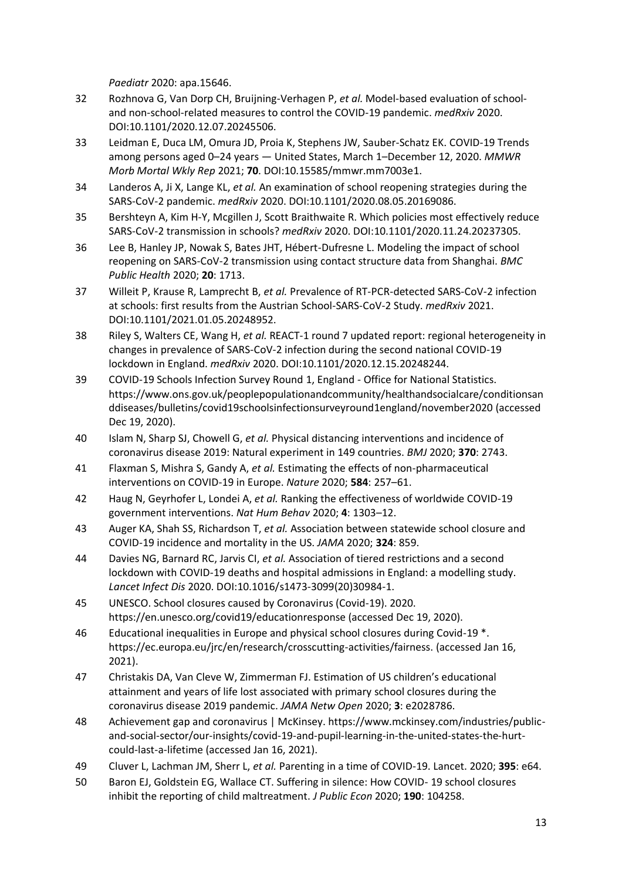*Paediatr* 2020: apa.15646.

32 Rozhnova G, Van Dorp CH, Bruijning-Verhagen P, *et al.* Model-based evaluation of school- and non-school-related measures to control the COVID-19 pandemic. *medRxiv* 2020. DOI:10.1101/2020.12.07.20245506.

33 Leidman E, Duca LM, Omura JD, Proia K, Stephens JW, Sauber-Schatz EK. COVID-19 Trends among persons aged 0–24 years — United States, March 1–December 12, 2020. *MMWR Morb Mortal Wkly Rep* 2021; **70**. DOI:10.15585/mmwr.mm7003e1.

34 Landeros A, Ji X, Lange KL, *et al.* An examination of school reopening strategies during the SARS-CoV-2 pandemic. *medRxiv* 2020. DOI:10.1101/2020.08.05.20169086.

35 Bershteyn A, Kim H-Y, Mcgillen J, Scott Braithwaite R. Which policies most effectively reduce SARS-CoV-2 transmission in schools? *medRxiv* 2020. DOI:10.1101/2020.11.24.20237305.

36 Lee B, Hanley JP, Nowak S, Bates JHT, Hébert-Dufresne L. Modeling the impact of school reopening on SARS-CoV-2 transmission using contact structure data from Shanghai. *BMC Public Health* 2020; **20**: 1713.

37 Willeit P, Krause R, Lamprecht B, *et al.* Prevalence of RT-PCR-detected SARS-CoV-2 infection at schools: first results from the Austrian School-SARS-CoV-2 Study. *medRxiv* 2021. DOI:10.1101/2021.01.05.20248952.

38 Riley S, Walters CE, Wang H, *et al.* REACT-1 round 7 updated report: regional heterogeneity in changes in prevalence of SARS-CoV-2 infection during the second national COVID-19 lockdown in England. *medRxiv* 2020. DOI:10.1101/2020.12.15.20248244.

39 COVID-19 Schools Infection Survey Round 1, England - Office for National Statistics. https://www.ons.gov.uk/peoplepopulationandcommunity/healthandsocialcare/conditionsanddiseases/bulletins/covid19schoolsinfectionsurveyround1england/november2020 (accessed Dec 19, 2020).

40 Islam N, Sharp SJ, Chowell G, *et al.* Physical distancing interventions and incidence of coronavirus disease 2019: Natural experiment in 149 countries. *BMJ* 2020; **370**: 2743.

41 Flaxman S, Mishra S, Gandy A, *et al.* Estimating the effects of non-pharmaceutical interventions on COVID-19 in Europe. *Nature* 2020; **584**: 257–61.

42 Haug N, Geyrhofer L, Londei A, *et al.* Ranking the effectiveness of worldwide COVID-19 government interventions. *Nat Hum Behav* 2020; **4**: 1303–12.

43 Auger KA, Shah SS, Richardson T, *et al.* Association between statewide school closure and COVID-19 incidence and mortality in the US. *JAMA* 2020; **324**: 859.

44 Davies NG, Barnard RC, Jarvis CI, *et al.* Association of tiered restrictions and a second lockdown with COVID-19 deaths and hospital admissions in England: a modelling study. *Lancet Infect Dis* 2020. DOI:10.1016/s1473-3099(20)30984-1.

45 UNESCO. School closures caused by Coronavirus (Covid-19). 2020. https://en.unesco.org/covid19/educationresponse (accessed Dec 19, 2020).

46 Educational inequalities in Europe and physical school closures during Covid-19 *. https://ec.europa.eu/jrc/en/research/crosscutting-activities/fairness. (accessed Jan 16, 2021).

47 Christakis DA, Van Cleve W, Zimmerman FJ. Estimation of US children's educational attainment and years of life lost associated with primary school closures during the coronavirus disease 2019 pandemic. *JAMA Netw Open* 2020; **3**: e2028786.

48 Achievement gap and coronavirus | McKinsey. https://www.mckinsey.com/industries/public-and-social-sector/our-insights/covid-19-and-pupil-learning-in-the-united-states-the-hurt-could-last-a-lifetime (accessed Jan 16, 2021).

49 Cluver L, Lachman JM, Sherr L, *et al.* Parenting in a time of COVID-19. Lancet. 2020; **395**: e64.

50 Baron EJ, Goldstein EG, Wallace CT. Suffering in silence: How COVID- 19 school closures inhibit the reporting of child maltreatment. *J Public Econ* 2020; **190**: 104258.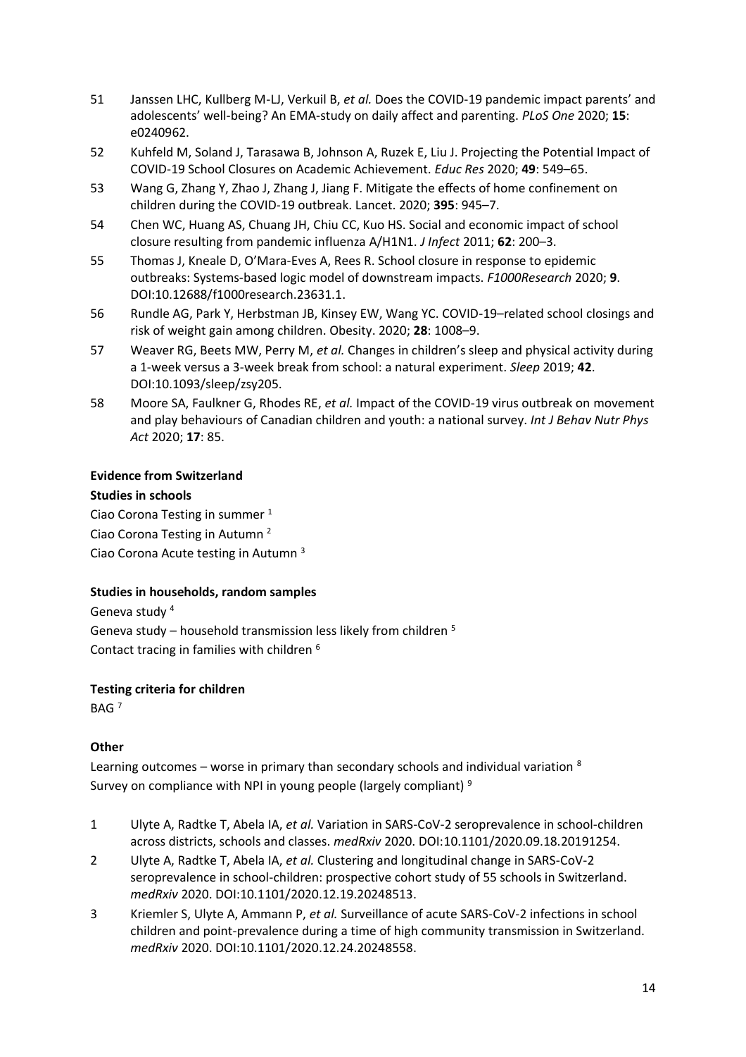51 Janssen LHC, Kullberg M-LJ, Verkuil B, *et al.* Does the COVID-19 pandemic impact parents' and adolescents' well-being? An EMA-study on daily affect and parenting. *PLoS One* 2020; **15**: e0240962.

52 Kuhfeld M, Soland J, Tarasawa B, Johnson A, Ruzek E, Liu J. Projecting the Potential Impact of COVID-19 School Closures on Academic Achievement. *Educ Res* 2020; **49**: 549–65.

53 Wang G, Zhang Y, Zhao J, Zhang J, Jiang F. Mitigate the effects of home confinement on children during the COVID-19 outbreak. Lancet. 2020; **395**: 945–7.

54 Chen WC, Huang AS, Chuang JH, Chiu CC, Kuo HS. Social and economic impact of school closure resulting from pandemic influenza A/H1N1. *J Infect* 2011; **62**: 200–3.

55 Thomas J, Kneale D, O'Mara-Eves A, Rees R. School closure in response to epidemic outbreaks: Systems-based logic model of downstream impacts. *F1000Research* 2020; **9**. DOI:10.12688/f1000research.23631.1.

56 Rundle AG, Park Y, Herbstman JB, Kinsey EW, Wang YC. COVID-19–related school closings and risk of weight gain among children. Obesity. 2020; **28**: 1008–9.

57 Weaver RG, Beets MW, Perry M, *et al.* Changes in children's sleep and physical activity during a 1-week versus a 3-week break from school: a natural experiment. *Sleep* 2019; **42**. DOI:10.1093/sleep/zsy205.

58 Moore SA, Faulkner G, Rhodes RE, *et al.* Impact of the COVID-19 virus outbreak on movement and play behaviours of Canadian children and youth: a national survey. *Int J Behav Nutr Phys Act* 2020; **17**: 85.

**Evidence from Switzerland**

**Studies in schools**

Ciao Corona Testing in summer [1]
Ciao Corona Testing in Autumn [2]
Ciao Corona Acute testing in Autumn [3]

**Studies in households, random samples**

Geneva study [4]
Geneva study – household transmission less likely from children [5]
Contact tracing in families with children [6]

**Testing criteria for children**

BAG [7]

**Other**

Learning outcomes – worse in primary than secondary schools and individual variation [8]
Survey on compliance with NPI in young people (largely compliant) [9]

1 Ulyte A, Radtke T, Abela IA, *et al.* Variation in SARS-CoV-2 seroprevalence in school-children across districts, schools and classes. *medRxiv* 2020. DOI:10.1101/2020.09.18.20191254.

2 Ulyte A, Radtke T, Abela IA, *et al.* Clustering and longitudinal change in SARS-CoV-2 seroprevalence in school-children: prospective cohort study of 55 schools in Switzerland. *medRxiv* 2020. DOI:10.1101/2020.12.19.20248513.

3 Kriemler S, Ulyte A, Ammann P, *et al.* Surveillance of acute SARS-CoV-2 infections in school children and point-prevalence during a time of high community transmission in Switzerland. *medRxiv* 2020. DOI:10.1101/2020.12.24.20248558.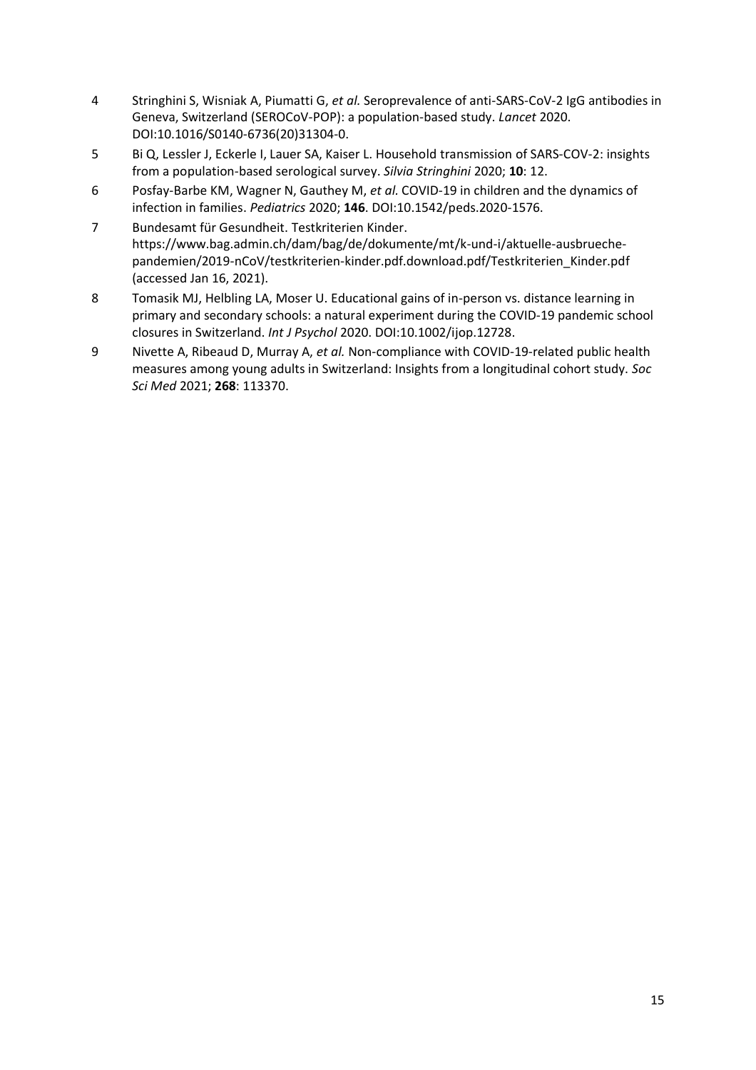4 Stringhini S, Wisniak A, Piumatti G, *et al.* Seroprevalence of anti-SARS-CoV-2 IgG antibodies in Geneva, Switzerland (SEROCoV-POP): a population-based study. *Lancet* 2020. DOI:10.1016/S0140-6736(20)31304-0.

5 Bi Q, Lessler J, Eckerle I, Lauer SA, Kaiser L. Household transmission of SARS-COV-2: insights from a population-based serological survey. *Silvia Stringhini* 2020; **10**: 12.

6 Posfay-Barbe KM, Wagner N, Gauthey M, *et al.* COVID-19 in children and the dynamics of infection in families. *Pediatrics* 2020; **146**. DOI:10.1542/peds.2020-1576.

7 Bundesamt für Gesundheit. Testkriterien Kinder. https://www.bag.admin.ch/dam/bag/de/dokumente/mt/k-und-i/aktuelle-ausbrueche-pandemien/2019-nCoV/testkriterien-kinder.pdf.download.pdf/Testkriterien_Kinder.pdf (accessed Jan 16, 2021).

8 Tomasik MJ, Helbling LA, Moser U. Educational gains of in-person vs. distance learning in primary and secondary schools: a natural experiment during the COVID-19 pandemic school closures in Switzerland. *Int J Psychol* 2020. DOI:10.1002/ijop.12728.

9 Nivette A, Ribeaud D, Murray A, *et al.* Non-compliance with COVID-19-related public health measures among young adults in Switzerland: Insights from a longitudinal cohort study. *Soc Sci Med* 2021; **268**: 113370.